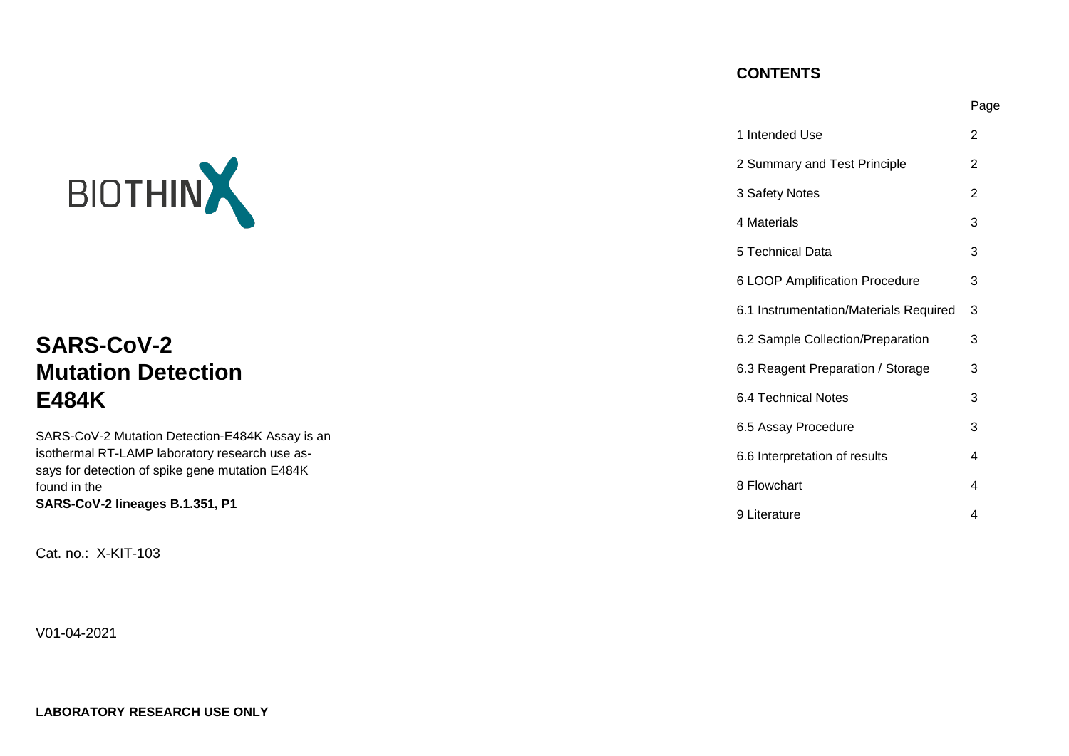BIOTHINX

# SARS-CoV-2 Mutation Detection E484K

SARS-CoV-2 Mutation Detection-E484K Assay is an isothermal RT-LAMP laboratory research use assays for detection of spike gene mutation E484K found in the **SARS-CoV-2 lineages B.1.351, P1**

Cat. no.: X-KIT-103

V01-04-2021

**LABORATORY RESEARCH USE ONLY**

## CONTENTS

| | Page |
|---|---|
| 1 Intended Use | 2 |
| 2 Summary and Test Principle | 2 |
| 3 Safety Notes | 2 |
| 4 Materials | 3 |
| 5 Technical Data | 3 |
| 6 LOOP Amplification Procedure | 3 |
| 6.1 Instrumentation/Materials Required | 3 |
| 6.2 Sample Collection/Preparation | 3 |
| 6.3 Reagent Preparation / Storage | 3 |
| 6.4 Technical Notes | 3 |
| 6.5 Assay Procedure | 3 |
| 6.6 Interpretation of results | 4 |
| 8 Flowchart | 4 |
| 9 Literature | 4 |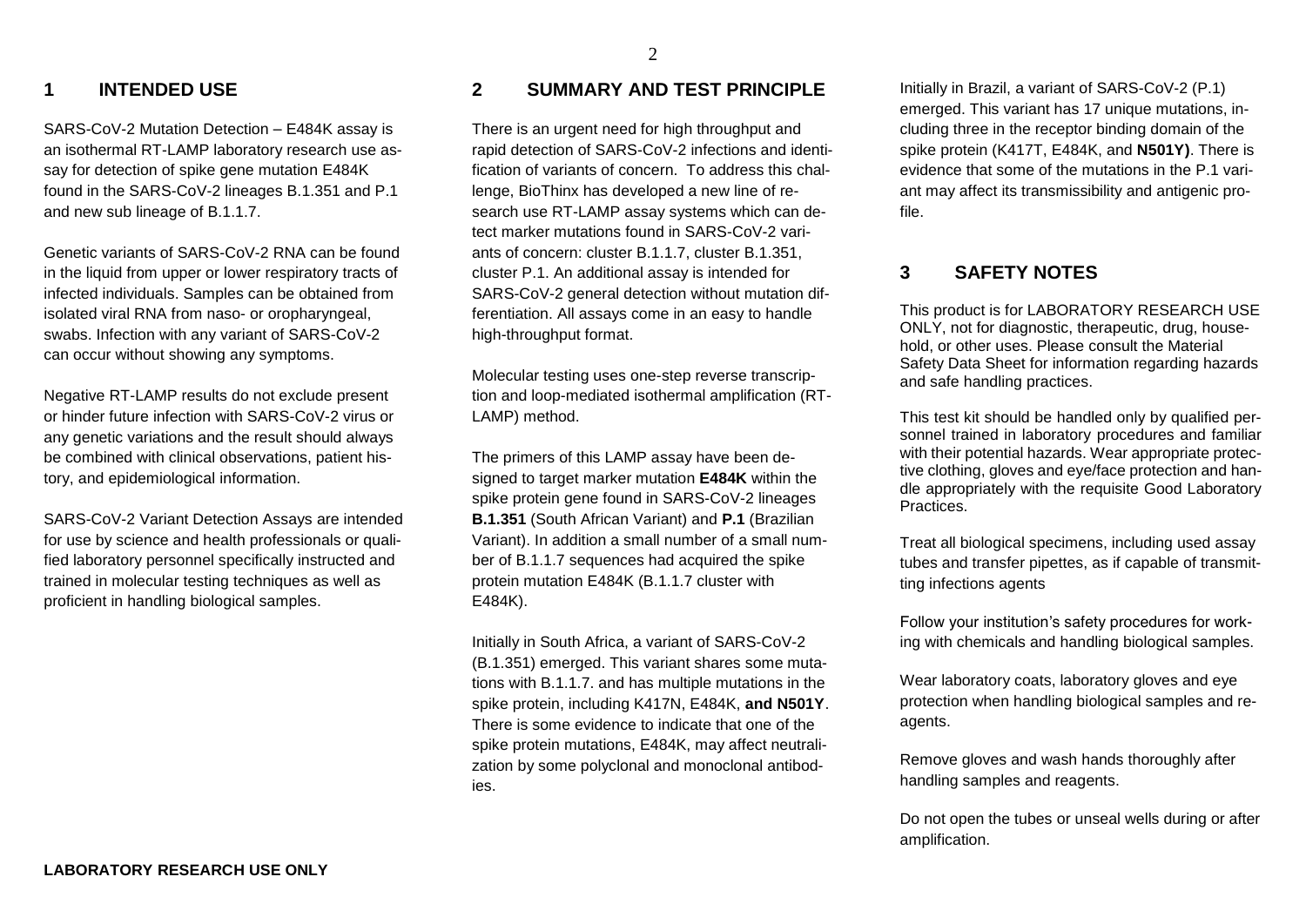## 1 INTENDED USE

SARS-CoV-2 Mutation Detection – E484K assay is an isothermal RT-LAMP laboratory research use assay for detection of spike gene mutation E484K found in the SARS-CoV-2 lineages B.1.351 and P.1 and new sub lineage of B.1.1.7.

Genetic variants of SARS-CoV-2 RNA can be found in the liquid from upper or lower respiratory tracts of infected individuals. Samples can be obtained from isolated viral RNA from naso- or oropharyngeal, swabs. Infection with any variant of SARS-CoV-2 can occur without showing any symptoms.

Negative RT-LAMP results do not exclude present or hinder future infection with SARS-CoV-2 virus or any genetic variations and the result should always be combined with clinical observations, patient history, and epidemiological information.

SARS-CoV-2 Variant Detection Assays are intended for use by science and health professionals or qualified laboratory personnel specifically instructed and trained in molecular testing techniques as well as proficient in handling biological samples.

## 2 SUMMARY AND TEST PRINCIPLE

There is an urgent need for high throughput and rapid detection of SARS-CoV-2 infections and identification of variants of concern. To address this challenge, BioThinx has developed a new line of research use RT-LAMP assay systems which can detect marker mutations found in SARS-CoV-2 variants of concern: cluster B.1.1.7, cluster B.1.351, cluster P.1. An additional assay is intended for SARS-CoV-2 general detection without mutation differentiation. All assays come in an easy to handle high-throughput format.

Molecular testing uses one-step reverse transcription and loop-mediated isothermal amplification (RT-LAMP) method.

The primers of this LAMP assay have been designed to target marker mutation **E484K** within the spike protein gene found in SARS-CoV-2 lineages **B.1.351** (South African Variant) and **P.1** (Brazilian Variant). In addition a small number of a small number of B.1.1.7 sequences had acquired the spike protein mutation E484K (B.1.1.7 cluster with E484K).

Initially in South Africa, a variant of SARS-CoV-2 (B.1.351) emerged. This variant shares some mutations with B.1.1.7. and has multiple mutations in the spike protein, including K417N, E484K, **and N501Y**. There is some evidence to indicate that one of the spike protein mutations, E484K, may affect neutralization by some polyclonal and monoclonal antibodies.

Initially in Brazil, a variant of SARS-CoV-2 (P.1) emerged. This variant has 17 unique mutations, including three in the receptor binding domain of the spike protein (K417T, E484K, and **N501Y)**. There is evidence that some of the mutations in the P.1 variant may affect its transmissibility and antigenic profile.

## 3 SAFETY NOTES

This product is for LABORATORY RESEARCH USE ONLY, not for diagnostic, therapeutic, drug, household, or other uses. Please consult the Material Safety Data Sheet for information regarding hazards and safe handling practices.

This test kit should be handled only by qualified personnel trained in laboratory procedures and familiar with their potential hazards. Wear appropriate protective clothing, gloves and eye/face protection and handle appropriately with the requisite Good Laboratory Practices.

Treat all biological specimens, including used assay tubes and transfer pipettes, as if capable of transmitting infections agents

Follow your institution's safety procedures for working with chemicals and handling biological samples.

Wear laboratory coats, laboratory gloves and eye protection when handling biological samples and reagents.

Remove gloves and wash hands thoroughly after handling samples and reagents.

Do not open the tubes or unseal wells during or after amplification.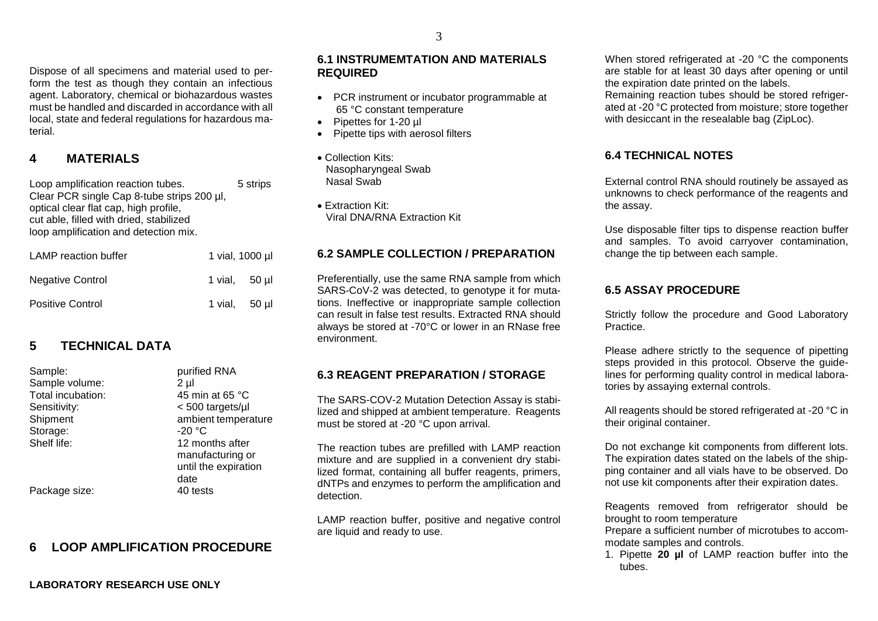Dispose of all specimens and material used to perform the test as though they contain an infectious agent. Laboratory, chemical or biohazardous wastes must be handled and discarded in accordance with all local, state and federal regulations for hazardous material.

## 4 MATERIALS

| | |
|---|---|
| Loop amplification reaction tubes. Clear PCR single Cap 8-tube strips 200 µl, optical clear flat cap, high profile, cut able, filled with dried, stabilized loop amplification and detection mix. | 5 strips |
| LAMP reaction buffer | 1 vial, 1000 µl |
| Negative Control | 1 vial, 50 µl |
| Positive Control | 1 vial, 50 µl |

## 5 TECHNICAL DATA

| | |
|---|---|
| Sample: | purified RNA |
| Sample volume: | 2 µl |
| Total incubation: | 45 min at 65 °C |
| Sensitivity: | < 500 targets/µl |
| Shipment | ambient temperature |
| Storage: | -20 °C |
| Shelf life: | 12 months after manufacturing or until the expiration date |
| Package size: | 40 tests |

## 6 LOOP AMPLIFICATION PROCEDURE

**LABORATORY RESEARCH USE ONLY**

### 6.1 INSTRUMEMTATION AND MATERIALS REQUIRED

- PCR instrument or incubator programmable at 65 °C constant temperature
- Pipettes for 1-20 µl
- Pipette tips with aerosol filters
- Collection Kits:
  Nasopharyngeal Swab
  Nasal Swab
- Extraction Kit:
  Viral DNA/RNA Extraction Kit

### 6.2 SAMPLE COLLECTION / PREPARATION

Preferentially, use the same RNA sample from which SARS-CoV-2 was detected, to genotype it for mutations. Ineffective or inappropriate sample collection can result in false test results. Extracted RNA should always be stored at -70°C or lower in an RNase free environment.

### 6.3 REAGENT PREPARATION / STORAGE

The SARS-COV-2 Mutation Detection Assay is stabilized and shipped at ambient temperature. Reagents must be stored at -20 °C upon arrival.

The reaction tubes are prefilled with LAMP reaction mixture and are supplied in a convenient dry stabilized format, containing all buffer reagents, primers, dNTPs and enzymes to perform the amplification and detection.

LAMP reaction buffer, positive and negative control are liquid and ready to use.

When stored refrigerated at -20 °C the components are stable for at least 30 days after opening or until the expiration date printed on the labels.
Remaining reaction tubes should be stored refrigerated at -20 °C protected from moisture; store together with desiccant in the resealable bag (ZipLoc).

### 6.4 TECHNICAL NOTES

External control RNA should routinely be assayed as unknowns to check performance of the reagents and the assay.

Use disposable filter tips to dispense reaction buffer and samples. To avoid carryover contamination, change the tip between each sample.

### 6.5 ASSAY PROCEDURE

Strictly follow the procedure and Good Laboratory Practice.

Please adhere strictly to the sequence of pipetting steps provided in this protocol. Observe the guidelines for performing quality control in medical laboratories by assaying external controls.

All reagents should be stored refrigerated at -20 °C in their original container.

Do not exchange kit components from different lots. The expiration dates stated on the labels of the shipping container and all vials have to be observed. Do not use kit components after their expiration dates.

Reagents removed from refrigerator should be brought to room temperature
Prepare a sufficient number of microtubes to accommodate samples and controls.

1. Pipette **20 µl** of LAMP reaction buffer into the tubes.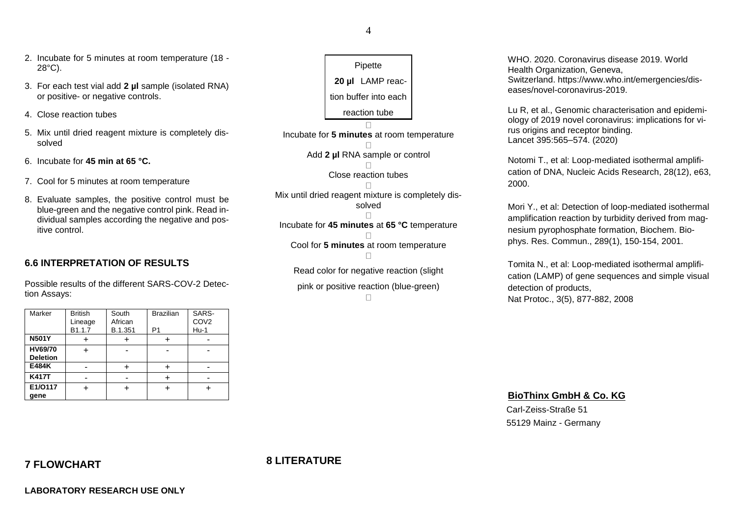2. Incubate for 5 minutes at room temperature (18 - 28°C).
3. For each test vial add **2 µl** sample (isolated RNA) or positive- or negative controls.
4. Close reaction tubes
5. Mix until dried reagent mixture is completely dissolved
6. Incubate for **45 min at 65 °C.**
7. Cool for 5 minutes at room temperature
8. Evaluate samples, the positive control must be blue-green and the negative control pink. Read individual samples according the negative and positive control.

### 6.6 INTERPRETATION OF RESULTS

Possible results of the different SARS-COV-2 Detection Assays:

| Marker | British Lineage B1.1.7 | South African B.1.351 | Brazilian P1 | SARS-COV2 Hu-1 |
|---|---|---|---|---|
| **N501Y** | + | + | + | - |
| **HV69/70 Deletion** | + | - | - | - |
| **E484K** | - | + | + | - |
| **K417T** | - | - | + | - |
| **E1/O117 gene** | + | + | + | + |

## 7 FLOWCHART

**LABORATORY RESEARCH USE ONLY**

Pipette **20 µl** LAMP reaction buffer into each reaction tube

Incubate for **5 minutes** at room temperature

Add **2 µl** RNA sample or control

Close reaction tubes

Mix until dried reagent mixture is completely dissolved

Incubate for **45 minutes** at **65 °C** temperature

Cool for **5 minutes** at room temperature

Read color for negative reaction (slight pink or positive reaction (blue-green)

## 8 LITERATURE

WHO. 2020. Coronavirus disease 2019. World Health Organization, Geneva, Switzerland. https://www.who.int/emergencies/diseases/novel-coronavirus-2019.

Lu R, et al., Genomic characterisation and epidemiology of 2019 novel coronavirus: implications for virus origins and receptor binding. Lancet 395:565–574. (2020)

Notomi T., et al: Loop-mediated isothermal amplification of DNA, Nucleic Acids Research, 28(12), e63, 2000.

Mori Y., et al: Detection of loop-mediated isothermal amplification reaction by turbidity derived from magnesium pyrophosphate formation, Biochem. Biophys. Res. Commun., 289(1), 150-154, 2001.

Tomita N., et al: Loop-mediated isothermal amplification (LAMP) of gene sequences and simple visual detection of products, Nat Protoc., 3(5), 877-882, 2008

**BioThinx GmbH & Co. KG**
Carl-Zeiss-Straße 51
55129 Mainz - Germany